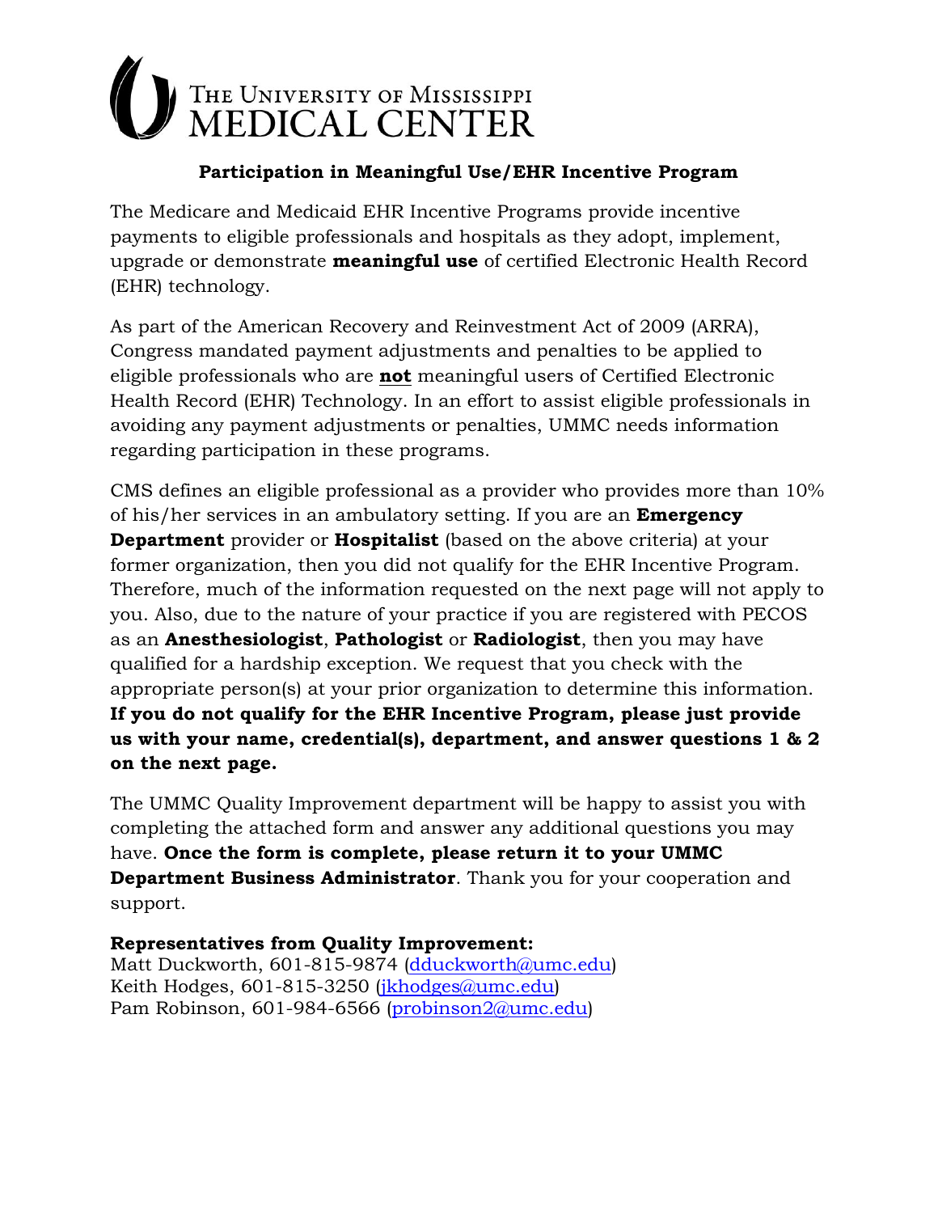# THE UNIVERSITY OF MISSISSIPPI MEDICAL CENTER

## Participation in Meaningful Use/EHR Incentive Program

The Medicare and Medicaid EHR Incentive Programs provide incentive payments to eligible professionals and hospitals as they adopt, implement, upgrade or demonstrate **meaningful use** of certified Electronic Health Record (EHR) technology.

As part of the American Recovery and Reinvestment Act of 2009 (ARRA), Congress mandated payment adjustments and penalties to be applied to eligible professionals who are **not** meaningful users of Certified Electronic Health Record (EHR) Technology. In an effort to assist eligible professionals in avoiding any payment adjustments or penalties, UMMC needs information regarding participation in these programs.

CMS defines an eligible professional as a provider who provides more than 10% of his/her services in an ambulatory setting. If you are an **Emergency Department** provider or **Hospitalist** (based on the above criteria) at your former organization, then you did not qualify for the EHR Incentive Program. Therefore, much of the information requested on the next page will not apply to you. Also, due to the nature of your practice if you are registered with PECOS as an **Anesthesiologist**, **Pathologist** or **Radiologist**, then you may have qualified for a hardship exception. We request that you check with the appropriate person(s) at your prior organization to determine this information. **If you do not qualify for the EHR Incentive Program, please just provide us with your name, credential(s), department, and answer questions 1 & 2 on the next page.**

The UMMC Quality Improvement department will be happy to assist you with completing the attached form and answer any additional questions you may have. **Once the form is complete, please return it to your UMMC Department Business Administrator**. Thank you for your cooperation and support.

**Representatives from Quality Improvement:**
Matt Duckworth, 601-815-9874 (dduckworth@umc.edu)
Keith Hodges, 601-815-3250 (jkhodges@umc.edu)
Pam Robinson, 601-984-6566 (probinson2@umc.edu)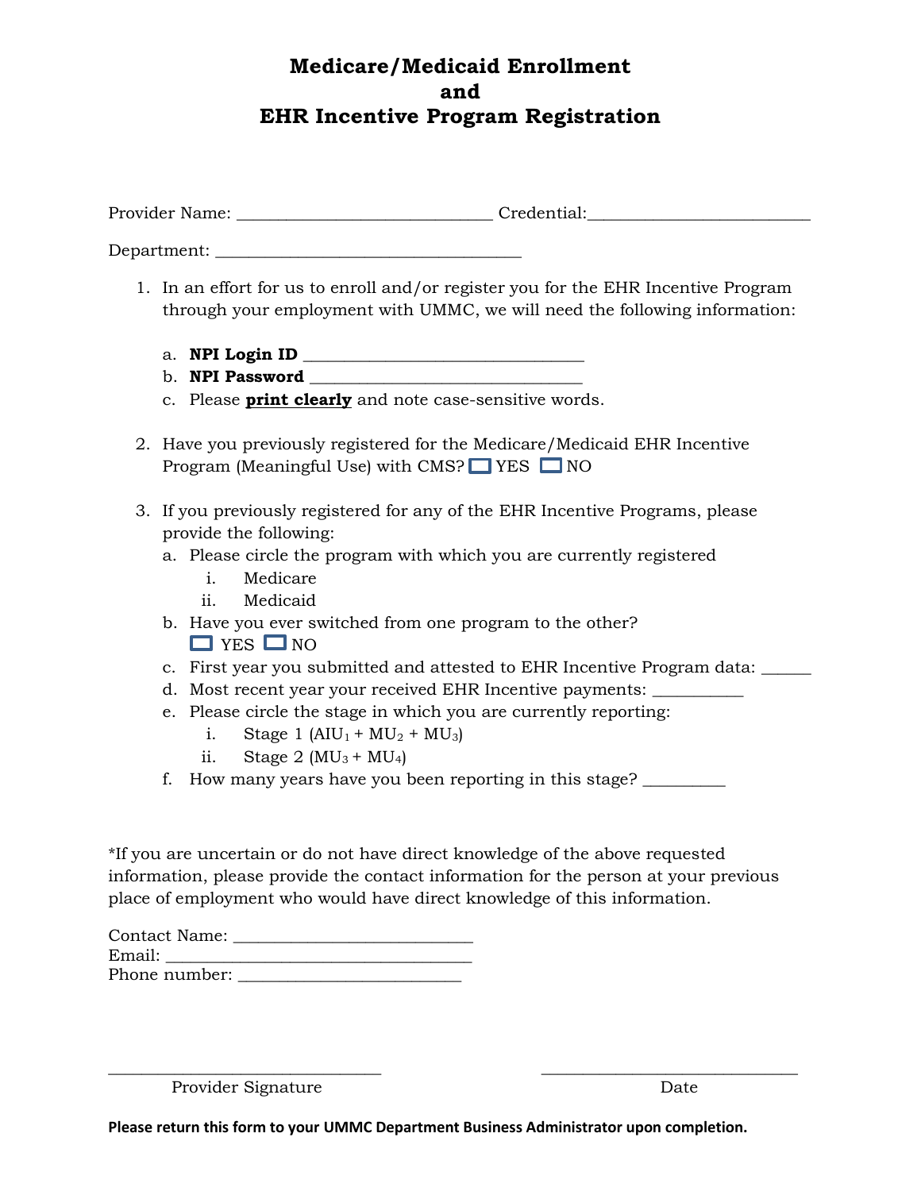# Medicare/Medicaid Enrollment and EHR Incentive Program Registration

Provider Name: ______________________________ Credential:_________________________

Department: ____________________________________

1. In an effort for us to enroll and/or register you for the EHR Incentive Program through your employment with UMMC, we will need the following information:

   a. **NPI Login ID** _________________________________
   b. **NPI Password** ________________________________
   c. Please **print clearly** and note case-sensitive words.

2. Have you previously registered for the Medicare/Medicaid EHR Incentive Program (Meaningful Use) with CMS? ☐ YES ☐ NO

3. If you previously registered for any of the EHR Incentive Programs, please provide the following:

   a. Please circle the program with which you are currently registered
      i. Medicare
      ii. Medicaid
   b. Have you ever switched from one program to the other?
      ☐ YES ☐ NO
   c. First year you submitted and attested to EHR Incentive Program data: ______
   d. Most recent year your received EHR Incentive payments: ___________
   e. Please circle the stage in which you are currently reporting:
      i. Stage 1 ($AIU_1 + MU_2 + MU_3$)
      ii. Stage 2 ($MU_3 + MU_4$)
   f. How many years have you been reporting in this stage? __________

*If you are uncertain or do not have direct knowledge of the above requested information, please provide the contact information for the person at your previous place of employment who would have direct knowledge of this information.

Contact Name: ___________________________
Email: ____________________________________
Phone number: __________________________

________________________________ ________________________________
Provider Signature Date

**Please return this form to your UMMC Department Business Administrator upon completion.**